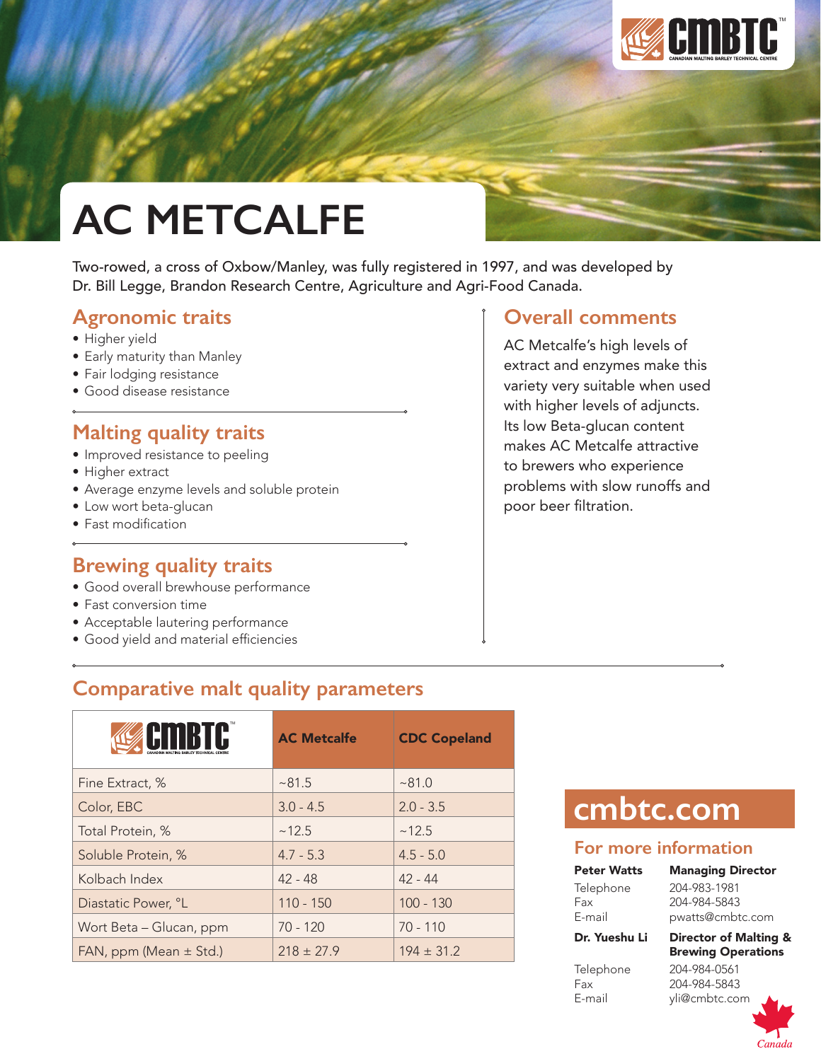# AC METCALFE

Two-rowed, a cross of Oxbow/Manley, was fully registered in 1997, and was developed by Dr. Bill Legge, Brandon Research Centre, Agriculture and Agri-Food Canada.

## Agronomic traits

- Higher yield
- Early maturity than Manley
- Fair lodging resistance
- Good disease resistance

## Malting quality traits

- Improved resistance to peeling
- Higher extract
- Average enzyme levels and soluble protein
- Low wort beta-glucan
- Fast modification

## Brewing quality traits

- Good overall brewhouse performance
- Fast conversion time
- Acceptable lautering performance
- Good yield and material efficiencies

## Overall comments

AC Metcalfe's high levels of extract and enzymes make this variety very suitable when used with higher levels of adjuncts. Its low Beta-glucan content makes AC Metcalfe attractive to brewers who experience problems with slow runoffs and poor beer filtration.

## Comparative malt quality parameters

| CMBTC | AC Metcalfe | CDC Copeland |
|---|---|---|
| Fine Extract, % | ~81.5 | ~81.0 |
| Color, EBC | 3.0 - 4.5 | 2.0 - 3.5 |
| Total Protein, % | ~12.5 | ~12.5 |
| Soluble Protein, % | 4.7 - 5.3 | 4.5 - 5.0 |
| Kolbach Index | 42 - 48 | 42 - 44 |
| Diastatic Power, °L | 110 - 150 | 100 - 130 |
| Wort Beta – Glucan, ppm | 70 - 120 | 70 - 110 |
| FAN, ppm (Mean ± Std.) | 218 ± 27.9 | 194 ± 31.2 |

## cmbtc.com

### For more information

**Peter Watts** — **Managing Director**
Telephone 204-983-1981
Fax 204-984-5843
E-mail pwatts@cmbtc.com

**Dr. Yueshu Li** — **Director of Malting & Brewing Operations**
Telephone 204-984-0561
Fax 204-984-5843
E-mail yli@cmbtc.com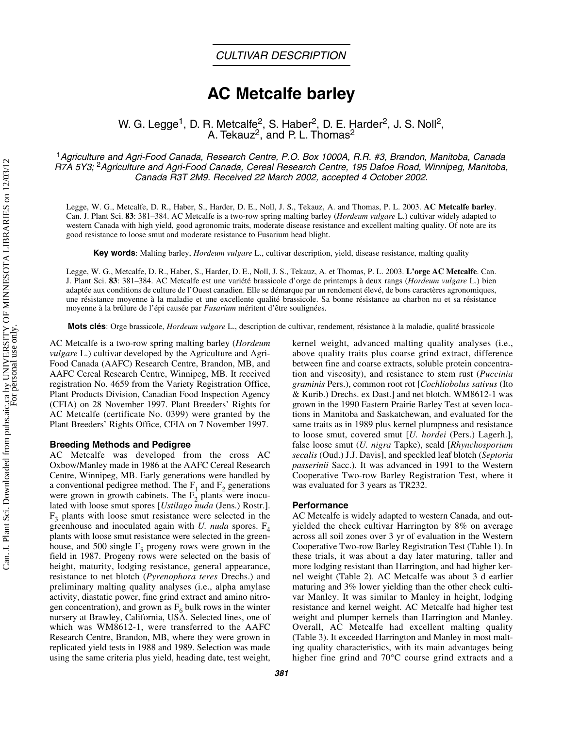## CULTIVAR DESCRIPTION

# AC Metcalfe barley

W. G. Legge[1], D. R. Metcalfe[2], S. Haber[2], D. E. Harder[2], J. S. Noll[2], A. Tekauz[2], and P. L. Thomas[2]

[1]*Agriculture and Agri-Food Canada, Research Centre, P.O. Box 1000A, R.R. #3, Brandon, Manitoba, Canada R7A 5Y3;* [2]*Agriculture and Agri-Food Canada, Cereal Research Centre, 195 Dafoe Road, Winnipeg, Manitoba, Canada R3T 2M9. Received 22 March 2002, accepted 4 October 2002.*

Legge, W. G., Metcalfe, D. R., Haber, S., Harder, D. E., Noll, J. S., Tekauz, A. and Thomas, P. L. 2003. **AC Metcalfe barley**. Can. J. Plant Sci. **83**: 381–384. AC Metcalfe is a two-row spring malting barley (*Hordeum vulgare* L.) cultivar widely adapted to western Canada with high yield, good agronomic traits, moderate disease resistance and excellent malting quality. Of note are its good resistance to loose smut and moderate resistance to Fusarium head blight.

**Key words**: Malting barley, *Hordeum vulgare* L., cultivar description, yield, disease resistance, malting quality

Legge, W. G., Metcalfe, D. R., Haber, S., Harder, D. E., Noll, J. S., Tekauz, A. et Thomas, P. L. 2003. **L'orge AC Metcalfe**. Can. J. Plant Sci. **83**: 381–384. AC Metcalfe est une variété brassicole d'orge de printemps à deux rangs (*Hordeum vulgare* L.) bien adaptée aux conditions de culture de l'Ouest canadien. Elle se démarque par un rendement élevé, de bons caractères agronomiques, une résistance moyenne à la maladie et une excellente qualité brassicole. Sa bonne résistance au charbon nu et sa résistance moyenne à la brûlure de l'épi causée par *Fusarium* méritent d'être soulignées.

**Mots clés**: Orge brassicole, *Hordeum vulgare* L., description de cultivar, rendement, résistance à la maladie, qualité brassicole

AC Metcalfe is a two-row spring malting barley (*Hordeum vulgare* L.) cultivar developed by the Agriculture and Agri-Food Canada (AAFC) Research Centre, Brandon, MB, and AAFC Cereal Research Centre, Winnipeg, MB. It received registration No. 4659 from the Variety Registration Office, Plant Products Division, Canadian Food Inspection Agency (CFIA) on 28 November 1997. Plant Breeders' Rights for AC Metcalfe (certificate No. 0399) were granted by the Plant Breeders' Rights Office, CFIA on 7 November 1997.

### Breeding Methods and Pedigree

AC Metcalfe was developed from the cross AC Oxbow/Manley made in 1986 at the AAFC Cereal Research Centre, Winnipeg, MB. Early generations were handled by a conventional pedigree method. The $F_1$ and $F_2$ generations were grown in growth cabinets. The $F_2$ plants were inoculated with loose smut spores [*Ustilago nuda* (Jens.) Rostr.]. $F_3$ plants with loose smut resistance were selected in the greenhouse and inoculated again with *U. nuda* spores. $F_4$ plants with loose smut resistance were selected in the greenhouse, and 500 single $F_5$ progeny rows were grown in the field in 1987. Progeny rows were selected on the basis of height, maturity, lodging resistance, general appearance, resistance to net blotch (*Pyrenophora teres* Drechs.) and preliminary malting quality analyses (i.e., alpha amylase activity, diastatic power, fine grind extract and amino nitrogen concentration), and grown as $F_6$ bulk rows in the winter nursery at Brawley, California, USA. Selected lines, one of which was WM8612-1, were transferred to the AAFC Research Centre, Brandon, MB, where they were grown in replicated yield tests in 1988 and 1989. Selection was made using the same criteria plus yield, heading date, test weight, kernel weight, advanced malting quality analyses (i.e., above quality traits plus coarse grind extract, difference between fine and coarse extracts, soluble protein concentration and viscosity), and resistance to stem rust (*Puccinia graminis* Pers.), common root rot [*Cochliobolus sativus* (Ito & Kurib.) Drechs. ex Dast.] and net blotch. WM8612-1 was grown in the 1990 Eastern Prairie Barley Test at seven locations in Manitoba and Saskatchewan, and evaluated for the same traits as in 1989 plus kernel plumpness and resistance to loose smut, covered smut [*U. hordei* (Pers.) Lagerh.], false loose smut (*U. nigra* Tapke), scald [*Rhynchosporium secalis* (Oud.) J.J. Davis], and speckled leaf blotch (*Septoria passerinii* Sacc.). It was advanced in 1991 to the Western Cooperative Two-row Barley Registration Test, where it was evaluated for 3 years as TR232.

### Performance

AC Metcalfe is widely adapted to western Canada, and outyielded the check cultivar Harrington by 8% on average across all soil zones over 3 yr of evaluation in the Western Cooperative Two-row Barley Registration Test (Table 1). In these trials, it was about a day later maturing, taller and more lodging resistant than Harrington, and had higher kernel weight (Table 2). AC Metcalfe was about 3 d earlier maturing and 3% lower yielding than the other check cultivar Manley. It was similar to Manley in height, lodging resistance and kernel weight. AC Metcalfe had higher test weight and plumper kernels than Harrington and Manley. Overall, AC Metcalfe had excellent malting quality (Table 3). It exceeded Harrington and Manley in most malting quality characteristics, with its main advantages being higher fine grind and 70°C course grind extracts and a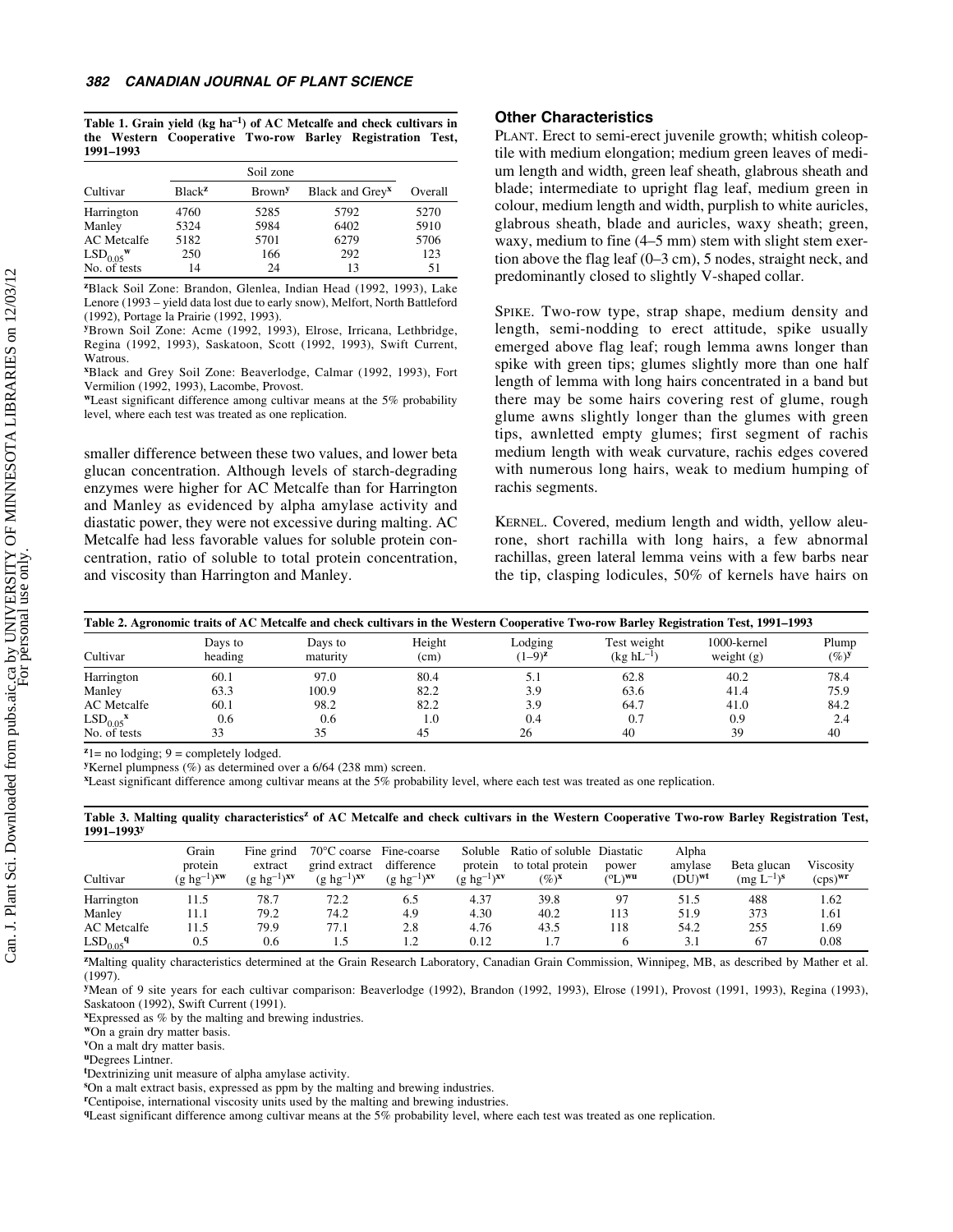**Table 1. Grain yield (kg ha$^{-1}$) of AC Metcalfe and check cultivars in the Western Cooperative Two-row Barley Registration Test, 1991–1993**

| Cultivar | Soil zone | | | Overall |
|---|---|---|---|---|
| | Black[z] | Brown[y] | Black and Grey[x] | |
| Harrington | 4760 | 5285 | 5792 | 5270 |
| Manley | 5324 | 5984 | 6402 | 5910 |
| AC Metcalfe | 5182 | 5701 | 6279 | 5706 |
| $LSD_{0.05}$[w] | 250 | 166 | 292 | 123 |
| No. of tests | 14 | 24 | 13 | 51 |

[z]Black Soil Zone: Brandon, Glenlea, Indian Head (1992, 1993), Lake Lenore (1993 – yield data lost due to early snow), Melfort, North Battleford (1992), Portage la Prairie (1992, 1993).

[y]Brown Soil Zone: Acme (1992, 1993), Elrose, Irricana, Lethbridge, Regina (1992, 1993), Saskatoon, Scott (1992, 1993), Swift Current, Watrous.

[x]Black and Grey Soil Zone: Beaverlodge, Calmar (1992, 1993), Fort Vermilion (1992, 1993), Lacombe, Provost.

[w]Least significant difference among cultivar means at the 5% probability level, where each test was treated as one replication.

smaller difference between these two values, and lower beta glucan concentration. Although levels of starch-degrading enzymes were higher for AC Metcalfe than for Harrington and Manley as evidenced by alpha amylase activity and diastatic power, they were not excessive during malting. AC Metcalfe had less favorable values for soluble protein concentration, ratio of soluble to total protein concentration, and viscosity than Harrington and Manley.

## Other Characteristics

PLANT. Erect to semi-erect juvenile growth; whitish coleoptile with medium elongation; medium green leaves of medium length and width, green leaf sheath, glabrous sheath and blade; intermediate to upright flag leaf, medium green in colour, medium length and width, purplish to white auricles, glabrous sheath, blade and auricles, waxy sheath; green, waxy, medium to fine (4–5 mm) stem with slight stem exertion above the flag leaf (0–3 cm), 5 nodes, straight neck, and predominantly closed to slightly V-shaped collar.

SPIKE. Two-row type, strap shape, medium density and length, semi-nodding to erect attitude, spike usually emerged above flag leaf; rough lemma awns longer than spike with green tips; glumes slightly more than one half length of lemma with long hairs concentrated in a band but there may be some hairs covering rest of glume, rough glume awns slightly longer than the glumes with green tips, awnletted empty glumes; first segment of rachis medium length with weak curvature, rachis edges covered with numerous long hairs, weak to medium humping of rachis segments.

KERNEL. Covered, medium length and width, yellow aleurone, short rachilla with long hairs, a few abnormal rachillas, green lateral lemma veins with a few barbs near the tip, clasping lodicules, 50% of kernels have hairs on

**Table 2. Agronomic traits of AC Metcalfe and check cultivars in the Western Cooperative Two-row Barley Registration Test, 1991–1993**

| Cultivar | Days to heading | Days to maturity | Height (cm) | Lodging (1–9)[z] | Test weight (kg hL$^{-1}$) | 1000-kernel weight (g) | Plump (%)[y] |
|---|---|---|---|---|---|---|---|
| Harrington | 60.1 | 97.0 | 80.4 | 5.1 | 62.8 | 40.2 | 78.4 |
| Manley | 63.3 | 100.9 | 82.2 | 3.9 | 63.6 | 41.4 | 75.9 |
| AC Metcalfe | 60.1 | 98.2 | 82.2 | 3.9 | 64.7 | 41.0 | 84.2 |
| $LSD_{0.05}$[x] | 0.6 | 0.6 | 1.0 | 0.4 | 0.7 | 0.9 | 2.4 |
| No. of tests | 33 | 35 | 45 | 26 | 40 | 39 | 40 |

[z]1= no lodging; 9 = completely lodged.

[y]Kernel plumpness (%) as determined over a 6/64 (238 mm) screen.

[x]Least significant difference among cultivar means at the 5% probability level, where each test was treated as one replication.

**Table 3. Malting quality characteristics[z] of AC Metcalfe and check cultivars in the Western Cooperative Two-row Barley Registration Test, 1991–1993[y]**

| Cultivar | Grain protein (g hg$^{-1}$)[xw] | Fine grind extract (g hg$^{-1}$)[xv] | 70°C coarse grind extract (g hg$^{-1}$)[xv] | Fine-coarse difference (g hg$^{-1}$)[xv] | Soluble protein (g hg$^{-1}$)[xv] | Ratio of soluble to total protein (%)[x] | Diastatic power (°L)[wu] | Alpha amylase (DU)[wt] | Beta glucan (mg L$^{-1}$)[s] | Viscosity (cps)[wr] |
|---|---|---|---|---|---|---|---|---|---|---|
| Harrington | 11.5 | 78.7 | 72.2 | 6.5 | 4.37 | 39.8 | 97 | 51.5 | 488 | 1.62 |
| Manley | 11.1 | 79.2 | 74.2 | 4.9 | 4.30 | 40.2 | 113 | 51.9 | 373 | 1.61 |
| AC Metcalfe | 11.5 | 79.9 | 77.1 | 2.8 | 4.76 | 43.5 | 118 | 54.2 | 255 | 1.69 |
| $LSD_{0.05}$[q] | 0.5 | 0.6 | 1.5 | 1.2 | 0.12 | 1.7 | 6 | 3.1 | 67 | 0.08 |

[z]Malting quality characteristics determined at the Grain Research Laboratory, Canadian Grain Commission, Winnipeg, MB, as described by Mather et al. (1997).

[y]Mean of 9 site years for each cultivar comparison: Beaverlodge (1992), Brandon (1992, 1993), Elrose (1991), Provost (1991, 1993), Regina (1993), Saskatoon (1992), Swift Current (1991).

[x]Expressed as % by the malting and brewing industries.

[w]On a grain dry matter basis.

[v]On a malt dry matter basis.

[u]Degrees Lintner.

[t]Dextrinizing unit measure of alpha amylase activity.

[s]On a malt extract basis, expressed as ppm by the malting and brewing industries.

[r]Centipoise, international viscosity units used by the malting and brewing industries.

[q]Least significant difference among cultivar means at the 5% probability level, where each test was treated as one replication.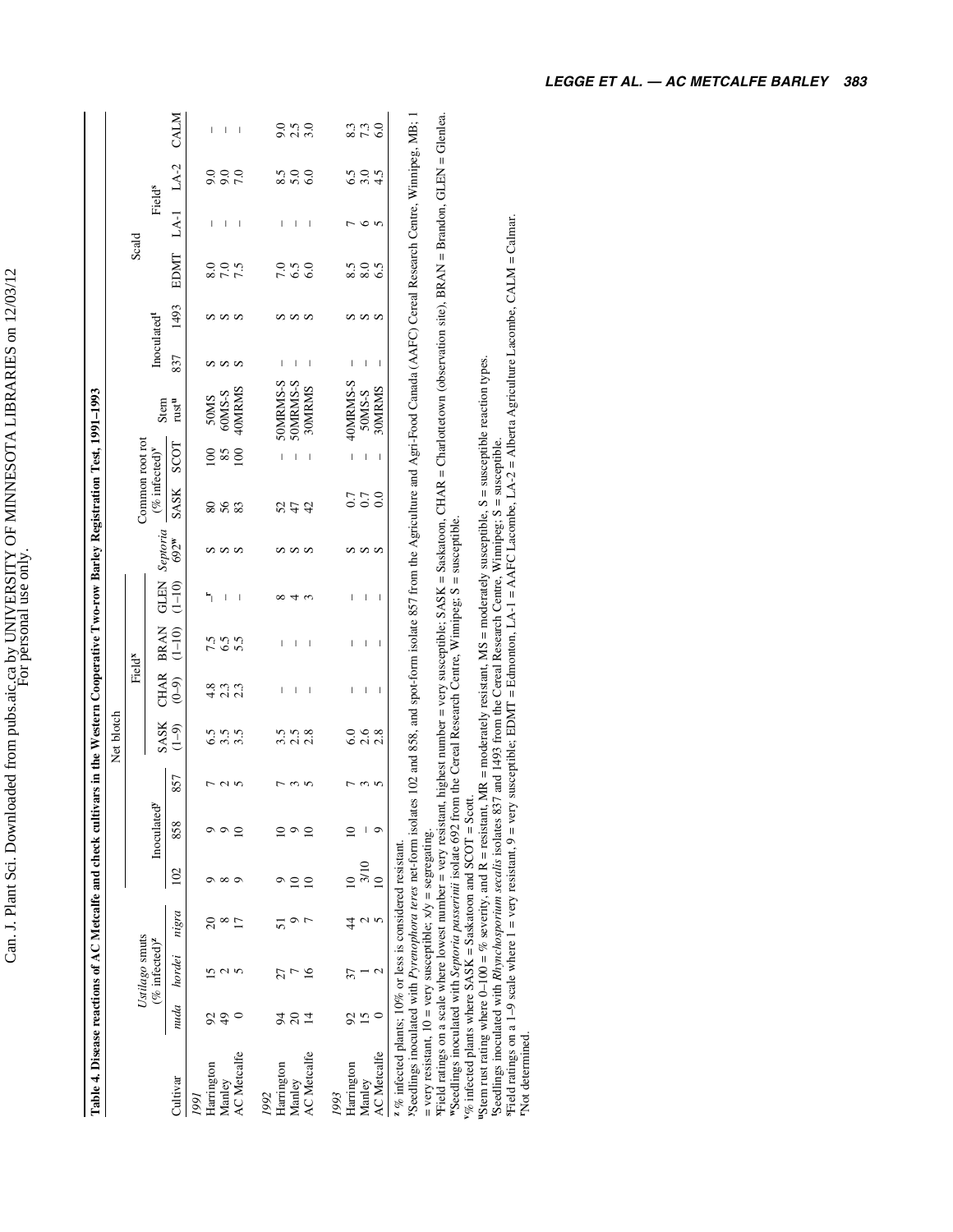**Table 4. Disease reactions of AC Metcalfe and check cultivars in the Western Cooperative Two-row Barley Registration Test, 1991–1993**

| Cultivar | *Ustilago* smuts (% infected)[z] | | | Net blotch | | | | | | | *Septoria* 692[w] | Common root rot (% infected)[v] | | Stem rust[u] | Scald | | | | | |
|---|---|---|---|---|---|---|---|---|---|---|---|---|---|---|---|---|---|---|---|---|
| | | | | Inoculated[y] | | | Field[x] | | | | | | | | Inoculated[t] | | | Field[s] | | |
| | *nuda* | *hordei* | *nigra* | 102 | 858 | 857 | SASK (1–9) | CHAR (0–9) | BRAN (1–10) | GLEN (1–10) | | SASK | SCOT | | 837 | 1493 | EDMT | LA-1 | LA-2 | CALM |
| *1991* | | | | | | | | | | | | | | | | | | | | |
| Harrington | 92 | 15 | 20 | 9 | 9 | 7 | 6.5 | 4.8 | 7.5 | –[r] | S | 80 | 100 | 50MS | S | S | 8.0 | – | 9.0 | – |
| Manley | 49 | 2 | 8 | 8 | 9 | 2 | 3.5 | 2.3 | 6.5 | – | S | 56 | 85 | 60MS-S | S | S | 7.0 | – | 9.0 | – |
| AC Metcalfe | 0 | 5 | 17 | 9 | 10 | 5 | 3.5 | 2.3 | 5.5 | – | S | 83 | 100 | 40MRMS | S | S | 7.5 | – | 7.0 | – |
| *1992* | | | | | | | | | | | | | | | | | | | | |
| Harrington | 94 | 27 | 51 | 9 | 10 | 7 | 3.5 | – | – | 8 | S | 52 | – | 50MRMS-S | – | S | 7.0 | – | 8.5 | 9.0 |
| Manley | 20 | 7 | 9 | 10 | 9 | 3 | 2.5 | – | – | 4 | S | 47 | – | 50MRMS-S | – | S | 6.5 | – | 5.0 | 2.5 |
| AC Metcalfe | 14 | 16 | 7 | 10 | 10 | 5 | 2.8 | – | – | 3 | S | 42 | – | 30MRMS | – | S | 6.0 | – | 6.0 | 3.0 |
| *1993* | | | | | | | | | | | | | | | | | | | | |
| Harrington | 92 | 37 | 44 | 10 | 10 | 7 | 6.0 | – | – | – | S | 0.7 | – | 40MRMS-S | – | S | 8.5 | 7 | 6.5 | 8.3 |
| Manley | 15 | 1 | 2 | 3/10 | – | 3 | 2.6 | – | – | – | S | 0.7 | – | 50MS-S | – | S | 8.0 | 6 | 3.0 | 7.3 |
| AC Metcalfe | 0 | 2 | 5 | 10 | 9 | 5 | 2.8 | – | – | – | S | 0.0 | – | 30MRMS | – | S | 6.5 | 5 | 4.5 | 6.0 |

[z] % infected plants; 10% or less is considered resistant.
[y] Seedlings inoculated with *Pyrenophora teres* net-form isolates 102 and 858, and spot-form isolate 857 from the Agriculture and Agri-Food Canada (AAFC) Cereal Research Centre, Winnipeg, MB; 1 = very resistant, 10 = very susceptible; x/y = segregating.
[x] Field ratings on a scale where lowest number = very resistant, highest number = very susceptible; SASK = Saskatoon, CHAR = Charlottetown (observation site), BRAN = Brandon, GLEN = Glenlea.
[w] Seedlings inoculated with *Septoria passerinii* isolate 692 from the Cereal Research Centre, Winnipeg; S = susceptible.
[v] % infected plants where SASK = Saskatoon and SCOT = Scott.
[u] Stem rust rating where 0–100 = % severity, and R = resistant, MR = moderately resistant, MS = moderately susceptible, S = susceptible reaction types.
[t] Seedlings inoculated with *Rhynchosporium secalis* isolates 837 and 1493 from the Cereal Research Centre, Winnipeg; S = susceptible.
[s] Field ratings on a 1–9 scale where 1 = very resistant, 9 = very susceptible; EDMT = Edmonton, LA-1 = AAFC Lacombe, LA-2 = Alberta Agriculture Lacombe, CALM = Calmar.
[r] Not determined.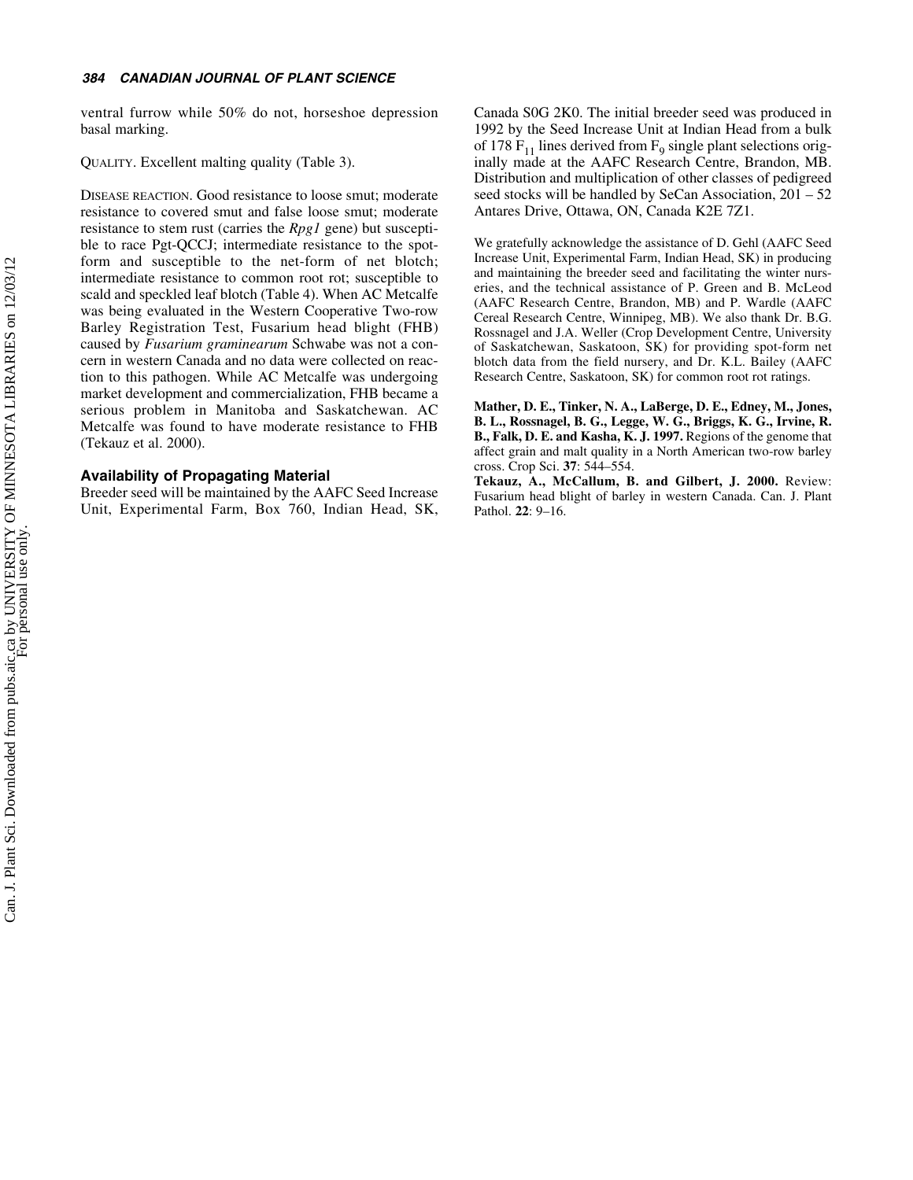ventral furrow while 50% do not, horseshoe depression basal marking.

QUALITY. Excellent malting quality (Table 3).

DISEASE REACTION. Good resistance to loose smut; moderate resistance to covered smut and false loose smut; moderate resistance to stem rust (carries the *Rpg1* gene) but susceptible to race Pgt-QCCJ; intermediate resistance to the spot-form and susceptible to the net-form of net blotch; intermediate resistance to common root rot; susceptible to scald and speckled leaf blotch (Table 4). When AC Metcalfe was being evaluated in the Western Cooperative Two-row Barley Registration Test, Fusarium head blight (FHB) caused by *Fusarium graminearum* Schwabe was not a concern in western Canada and no data were collected on reaction to this pathogen. While AC Metcalfe was undergoing market development and commercialization, FHB became a serious problem in Manitoba and Saskatchewan. AC Metcalfe was found to have moderate resistance to FHB (Tekauz et al. 2000).

### Availability of Propagating Material

Breeder seed will be maintained by the AAFC Seed Increase Unit, Experimental Farm, Box 760, Indian Head, SK, Canada S0G 2K0. The initial breeder seed was produced in 1992 by the Seed Increase Unit at Indian Head from a bulk of 178 $F_{11}$ lines derived from $F_9$ single plant selections originally made at the AAFC Research Centre, Brandon, MB. Distribution and multiplication of other classes of pedigreed seed stocks will be handled by SeCan Association, 201 – 52 Antares Drive, Ottawa, ON, Canada K2E 7Z1.

We gratefully acknowledge the assistance of D. Gehl (AAFC Seed Increase Unit, Experimental Farm, Indian Head, SK) in producing and maintaining the breeder seed and facilitating the winter nurseries, and the technical assistance of P. Green and B. McLeod (AAFC Research Centre, Brandon, MB) and P. Wardle (AAFC Cereal Research Centre, Winnipeg, MB). We also thank Dr. B.G. Rossnagel and J.A. Weller (Crop Development Centre, University of Saskatchewan, Saskatoon, SK) for providing spot-form net blotch data from the field nursery, and Dr. K.L. Bailey (AAFC Research Centre, Saskatoon, SK) for common root rot ratings.

**Mather, D. E., Tinker, N. A., LaBerge, D. E., Edney, M., Jones, B. L., Rossnagel, B. G., Legge, W. G., Briggs, K. G., Irvine, R. B., Falk, D. E. and Kasha, K. J. 1997.** Regions of the genome that affect grain and malt quality in a North American two-row barley cross. Crop Sci. **37**: 544–554.

**Tekauz, A., McCallum, B. and Gilbert, J. 2000.** Review: Fusarium head blight of barley in western Canada. Can. J. Plant Pathol. **22**: 9–16.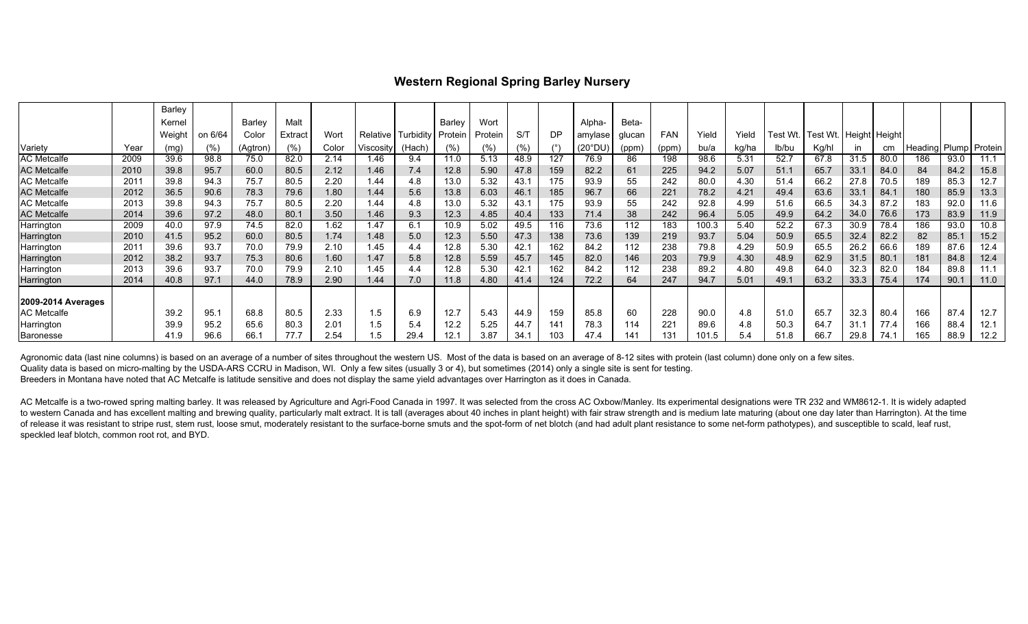## Western Regional Spring Barley Nursery

| Variety | Year | Barley Kernel Weight (mg) | on 6/64 (%) | Barley Color (Agtron) | Malt Extract (%) | Wort Color | Relative Viscosity | Turbidity (Hach) | Barley Protein (%) | Wort Protein (%) | S/T (%) | DP (°) | Alpha-amylase (20°DU) | Beta-glucan (ppm) | FAN (ppm) | Yield bu/a | Yield kg/ha | Test Wt. lb/bu | Test Wt. Kg/hl | Height in | Height cm | Heading | Plump | Protein |
|---|---|---|---|---|---|---|---|---|---|---|---|---|---|---|---|---|---|---|---|---|---|---|---|---|
| AC Metcalfe | 2009 | 39.6 | 98.8 | 75.0 | 82.0 | 2.14 | 1.46 | 9.4 | 11.0 | 5.13 | 48.9 | 127 | 76.9 | 86 | 198 | 98.6 | 5.31 | 52.7 | 67.8 | 31.5 | 80.0 | 186 | 93.0 | 11.1 |
| AC Metcalfe | 2010 | 39.8 | 95.7 | 60.0 | 80.5 | 2.12 | 1.46 | 7.4 | 12.8 | 5.90 | 47.8 | 159 | 82.2 | 61 | 225 | 94.2 | 5.07 | 51.1 | 65.7 | 33.1 | 84.0 | 84 | 84.2 | 15.8 |
| AC Metcalfe | 2011 | 39.8 | 94.3 | 75.7 | 80.5 | 2.20 | 1.44 | 4.8 | 13.0 | 5.32 | 43.1 | 175 | 93.9 | 55 | 242 | 80.0 | 4.30 | 51.4 | 66.2 | 27.8 | 70.5 | 189 | 85.3 | 12.7 |
| AC Metcalfe | 2012 | 36.5 | 90.6 | 78.3 | 79.6 | 1.80 | 1.44 | 5.6 | 13.8 | 6.03 | 46.1 | 185 | 96.7 | 66 | 221 | 78.2 | 4.21 | 49.4 | 63.6 | 33.1 | 84.1 | 180 | 85.9 | 13.3 |
| AC Metcalfe | 2013 | 39.8 | 94.3 | 75.7 | 80.5 | 2.20 | 1.44 | 4.8 | 13.0 | 5.32 | 43.1 | 175 | 93.9 | 55 | 242 | 92.8 | 4.99 | 51.6 | 66.5 | 34.3 | 87.2 | 183 | 92.0 | 11.6 |
| AC Metcalfe | 2014 | 39.6 | 97.2 | 48.0 | 80.1 | 3.50 | 1.46 | 9.3 | 12.3 | 4.85 | 40.4 | 133 | 71.4 | 38 | 242 | 96.4 | 5.05 | 49.9 | 64.2 | 34.0 | 76.6 | 173 | 83.9 | 11.9 |
| Harrington | 2009 | 40.0 | 97.9 | 74.5 | 82.0 | 1.62 | 1.47 | 6.1 | 10.9 | 5.02 | 49.5 | 116 | 73.6 | 112 | 183 | 100.3 | 5.40 | 52.2 | 67.3 | 30.9 | 78.4 | 186 | 93.0 | 10.8 |
| Harrington | 2010 | 41.5 | 95.2 | 60.0 | 80.5 | 1.74 | 1.48 | 5.0 | 12.3 | 5.50 | 47.3 | 138 | 73.6 | 139 | 219 | 93.7 | 5.04 | 50.9 | 65.5 | 32.4 | 82.2 | 82 | 85.1 | 15.2 |
| Harrington | 2011 | 39.6 | 93.7 | 70.0 | 79.9 | 2.10 | 1.45 | 4.4 | 12.8 | 5.30 | 42.1 | 162 | 84.2 | 112 | 238 | 79.8 | 4.29 | 50.9 | 65.5 | 26.2 | 66.6 | 189 | 87.6 | 12.4 |
| Harrington | 2012 | 38.2 | 93.7 | 75.3 | 80.6 | 1.60 | 1.47 | 5.8 | 12.8 | 5.59 | 45.7 | 145 | 82.0 | 146 | 203 | 79.9 | 4.30 | 48.9 | 62.9 | 31.5 | 80.1 | 181 | 84.8 | 12.4 |
| Harrington | 2013 | 39.6 | 93.7 | 70.0 | 79.9 | 2.10 | 1.45 | 4.4 | 12.8 | 5.30 | 42.1 | 162 | 84.2 | 112 | 238 | 89.2 | 4.80 | 49.8 | 64.0 | 32.3 | 82.0 | 184 | 89.8 | 11.1 |
| Harrington | 2014 | 40.8 | 97.1 | 44.0 | 78.9 | 2.90 | 1.44 | 7.0 | 11.8 | 4.80 | 41.4 | 124 | 72.2 | 64 | 247 | 94.7 | 5.01 | 49.1 | 63.2 | 33.3 | 75.4 | 174 | 90.1 | 11.0 |
| **2009-2014 Averages** | | | | | | | | | | | | | | | | | | | | | | | | |
| AC Metcalfe | | 39.2 | 95.1 | 68.8 | 80.5 | 2.33 | 1.5 | 6.9 | 12.7 | 5.43 | 44.9 | 159 | 85.8 | 60 | 228 | 90.0 | 4.8 | 51.0 | 65.7 | 32.3 | 80.4 | 166 | 87.4 | 12.7 |
| Harrington | | 39.9 | 95.2 | 65.6 | 80.3 | 2.01 | 1.5 | 5.4 | 12.2 | 5.25 | 44.7 | 141 | 78.3 | 114 | 221 | 89.6 | 4.8 | 50.3 | 64.7 | 31.1 | 77.4 | 166 | 88.4 | 12.1 |
| Baronesse | | 41.9 | 96.6 | 66.1 | 77.7 | 2.54 | 1.5 | 29.4 | 12.1 | 3.87 | 34.1 | 103 | 47.4 | 141 | 131 | 101.5 | 5.4 | 51.8 | 66.7 | 29.8 | 74.1 | 165 | 88.9 | 12.2 |

Agronomic data (last nine columns) is based on an average of a number of sites throughout the western US. Most of the data is based on an average of 8-12 sites with protein (last column) done only on a few sites.
Quality data is based on micro-malting by the USDA-ARS CCRU in Madison, WI. Only a few sites (usually 3 or 4), but sometimes (2014) only a single site is sent for testing.
Breeders in Montana have noted that AC Metcalfe is latitude sensitive and does not display the same yield advantages over Harrington as it does in Canada.

AC Metcalfe is a two-rowed spring malting barley. It was released by Agriculture and Agri-Food Canada in 1997. It was selected from the cross AC Oxbow/Manley. Its experimental designations were TR 232 and WM8612-1. It is widely adapted to western Canada and has excellent malting and brewing quality, particularly malt extract. It is tall (averages about 40 inches in plant height) with fair straw strength and is medium late maturing (about one day later than Harrington). At the time of release it was resistant to stripe rust, stem rust, loose smut, moderately resistant to the surface-borne smuts and the spot-form of net blotch (and had adult plant resistance to some net-form pathotypes), and susceptible to scald, leaf rust, speckled leaf blotch, common root rot, and BYD.